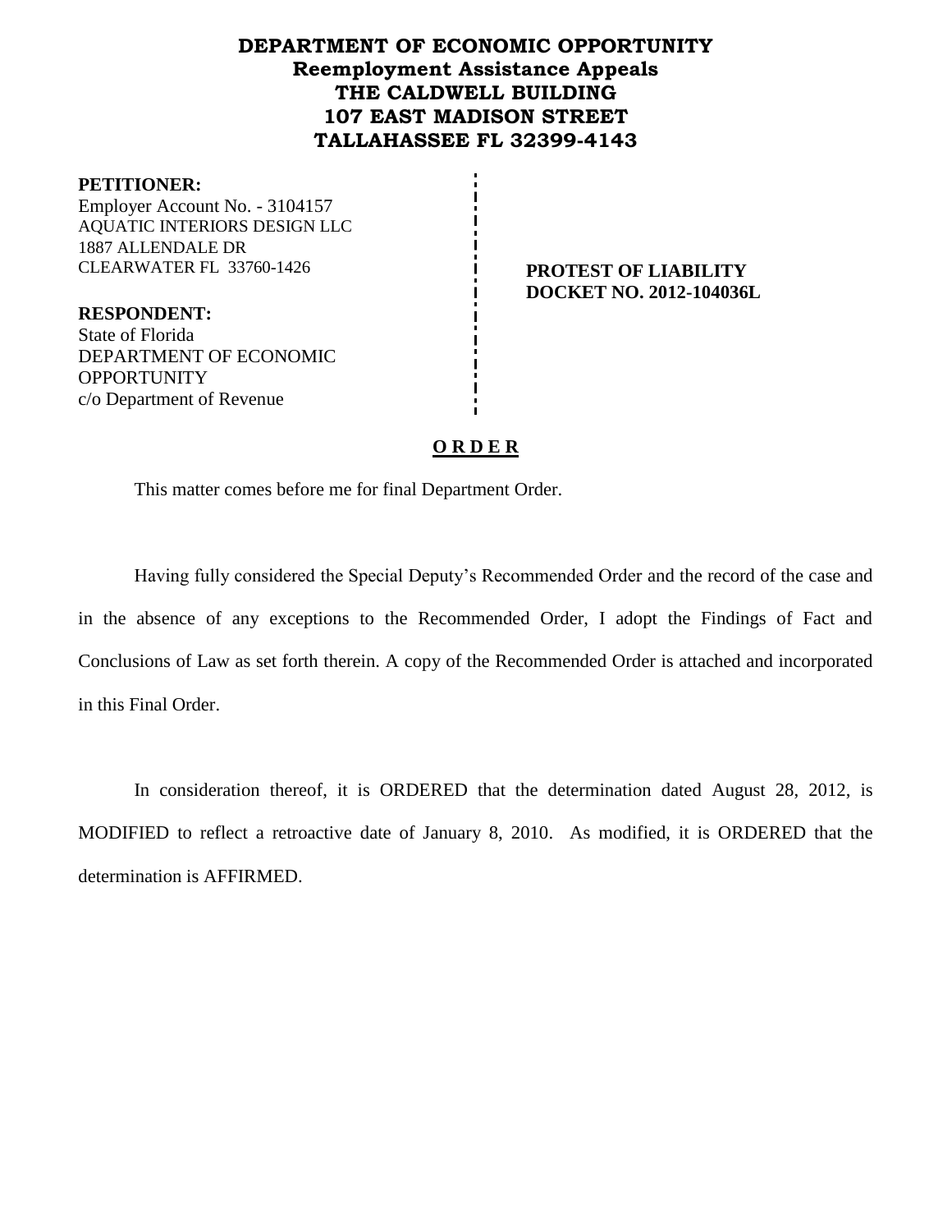# DEPARTMENT OF ECONOMIC OPPORTUNITY
## Reemployment Assistance Appeals
## THE CALDWELL BUILDING
## 107 EAST MADISON STREET
## TALLAHASSEE FL 32399-4143

**PETITIONER:**
Employer Account No. - 3104157
AQUATIC INTERIORS DESIGN LLC
1887 ALLENDALE DR
CLEARWATER FL 33760-1426

**PROTEST OF LIABILITY**
**DOCKET NO. 2012-104036L**

**RESPONDENT:**
State of Florida
DEPARTMENT OF ECONOMIC OPPORTUNITY
c/o Department of Revenue

**O R D E R**

This matter comes before me for final Department Order.

Having fully considered the Special Deputy's Recommended Order and the record of the case and in the absence of any exceptions to the Recommended Order, I adopt the Findings of Fact and Conclusions of Law as set forth therein. A copy of the Recommended Order is attached and incorporated in this Final Order.

In consideration thereof, it is ORDERED that the determination dated August 28, 2012, is MODIFIED to reflect a retroactive date of January 8, 2010. As modified, it is ORDERED that the determination is AFFIRMED.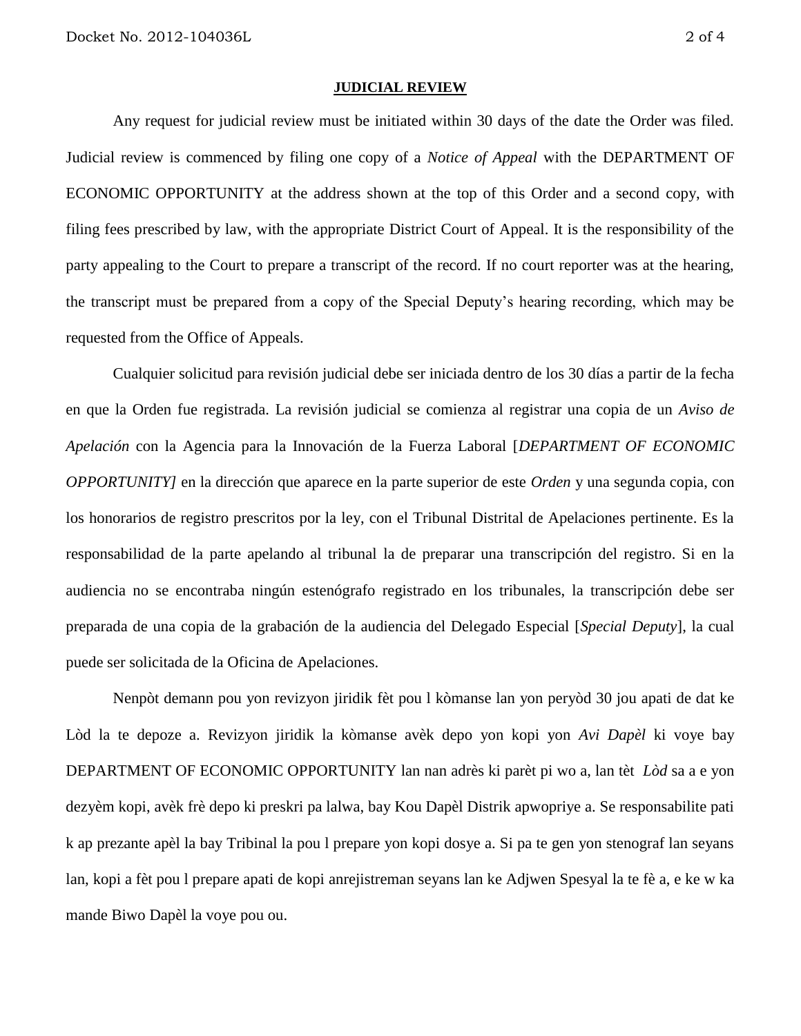**JUDICIAL REVIEW**

Any request for judicial review must be initiated within 30 days of the date the Order was filed. Judicial review is commenced by filing one copy of a *Notice of Appeal* with the DEPARTMENT OF ECONOMIC OPPORTUNITY at the address shown at the top of this Order and a second copy, with filing fees prescribed by law, with the appropriate District Court of Appeal. It is the responsibility of the party appealing to the Court to prepare a transcript of the record. If no court reporter was at the hearing, the transcript must be prepared from a copy of the Special Deputy's hearing recording, which may be requested from the Office of Appeals.

Cualquier solicitud para revisión judicial debe ser iniciada dentro de los 30 días a partir de la fecha en que la Orden fue registrada. La revisión judicial se comienza al registrar una copia de un *Aviso de Apelación* con la Agencia para la Innovación de la Fuerza Laboral [*DEPARTMENT OF ECONOMIC OPPORTUNITY]* en la dirección que aparece en la parte superior de este *Orden* y una segunda copia, con los honorarios de registro prescritos por la ley, con el Tribunal Distrital de Apelaciones pertinente. Es la responsabilidad de la parte apelando al tribunal la de preparar una transcripción del registro. Si en la audiencia no se encontraba ningún estenógrafo registrado en los tribunales, la transcripción debe ser preparada de una copia de la grabación de la audiencia del Delegado Especial [*Special Deputy*], la cual puede ser solicitada de la Oficina de Apelaciones.

Nenpòt demann pou yon revizyon jiridik fèt pou l kòmanse lan yon peryòd 30 jou apati de dat ke Lòd la te depoze a. Revizyon jiridik la kòmanse avèk depo yon kopi yon *Avi Dapèl* ki voye bay DEPARTMENT OF ECONOMIC OPPORTUNITY lan nan adrès ki parèt pi wo a, lan tèt *Lòd* sa a e yon dezyèm kopi, avèk frè depo ki preskri pa lalwa, bay Kou Dapèl Distrik apwopriye a. Se responsabilite pati k ap prezante apèl la bay Tribinal la pou l prepare yon kopi dosye a. Si pa te gen yon stenograf lan seyans lan, kopi a fèt pou l prepare apati de kopi anrejistreman seyans lan ke Adjwen Spesyal la te fè a, e ke w ka mande Biwo Dapèl la voye pou ou.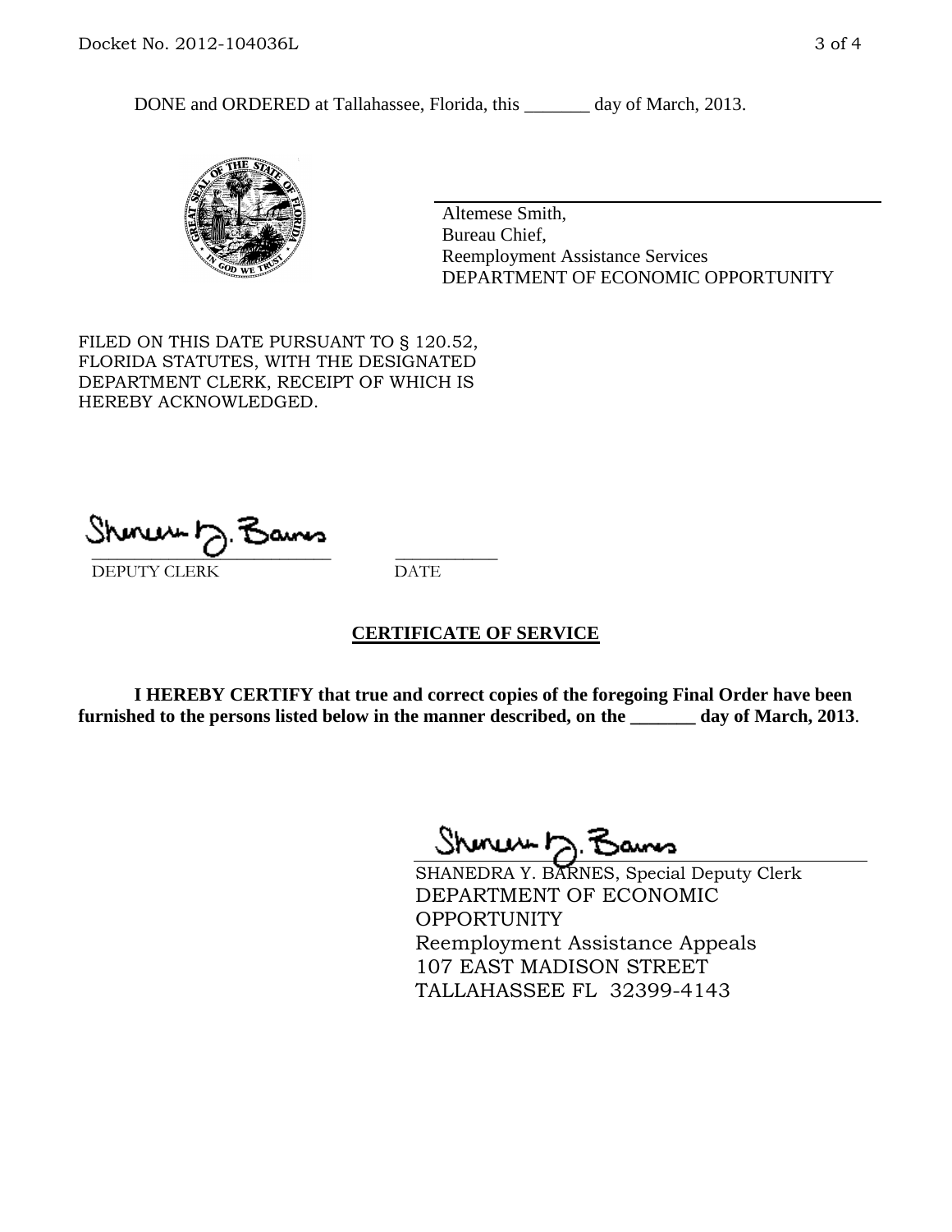DONE and ORDERED at Tallahassee, Florida, this _______ day of March, 2013.

Altemese Smith,
Bureau Chief,
Reemployment Assistance Services
DEPARTMENT OF ECONOMIC OPPORTUNITY

FILED ON THIS DATE PURSUANT TO § 120.52, FLORIDA STATUTES, WITH THE DESIGNATED DEPARTMENT CLERK, RECEIPT OF WHICH IS HEREBY ACKNOWLEDGED.

_____________________________ ___________
DEPUTY CLERK DATE

## CERTIFICATE OF SERVICE

**I HEREBY CERTIFY that true and correct copies of the foregoing Final Order have been furnished to the persons listed below in the manner described, on the _______ day of March, 2013.**

SHANEDRA Y. BARNES, Special Deputy Clerk
DEPARTMENT OF ECONOMIC OPPORTUNITY
Reemployment Assistance Appeals
107 EAST MADISON STREET
TALLAHASSEE FL 32399-4143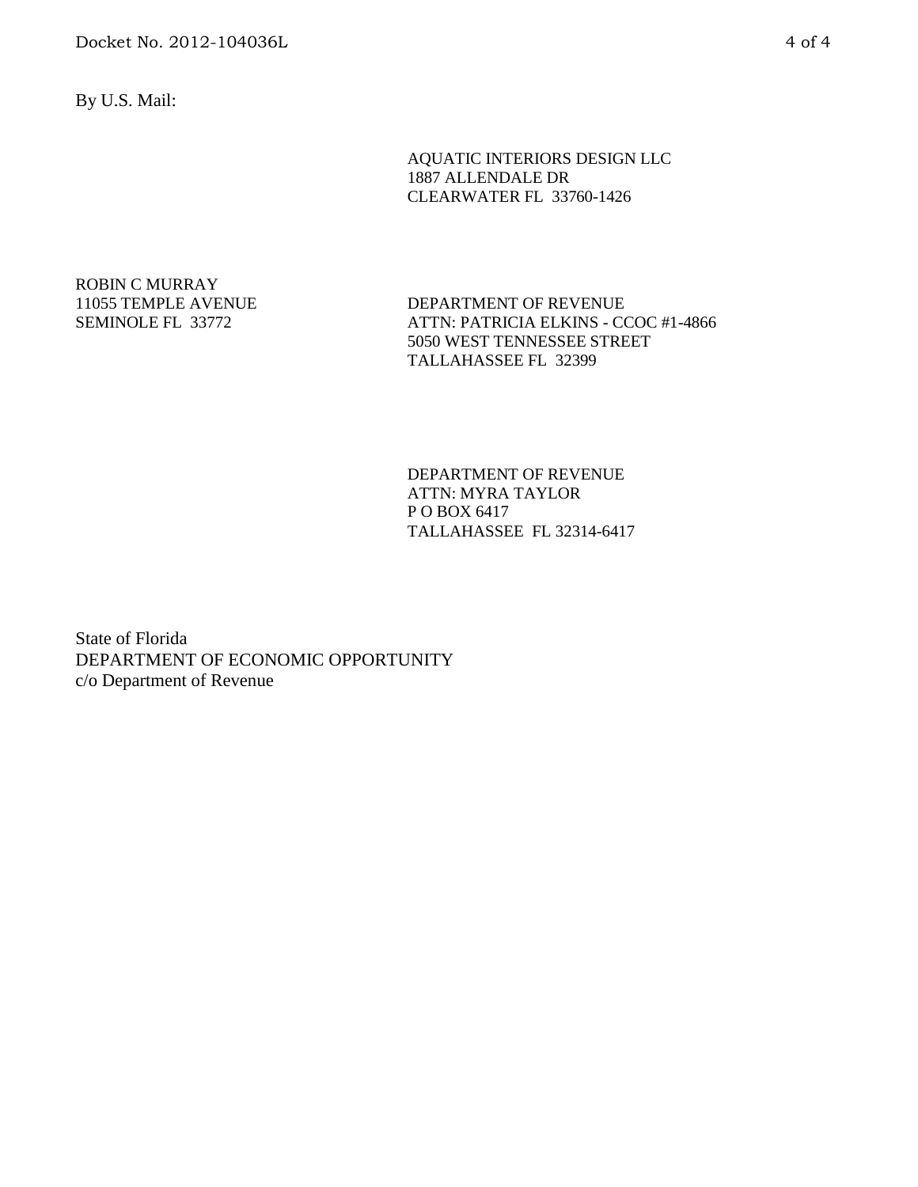By U.S. Mail:

AQUATIC INTERIORS DESIGN LLC
1887 ALLENDALE DR
CLEARWATER FL 33760-1426

ROBIN C MURRAY
11055 TEMPLE AVENUE
SEMINOLE FL 33772

DEPARTMENT OF REVENUE
ATTN: PATRICIA ELKINS - CCOC #1-4866
5050 WEST TENNESSEE STREET
TALLAHASSEE FL 32399

DEPARTMENT OF REVENUE
ATTN: MYRA TAYLOR
P O BOX 6417
TALLAHASSEE FL 32314-6417

State of Florida
DEPARTMENT OF ECONOMIC OPPORTUNITY
c/o Department of Revenue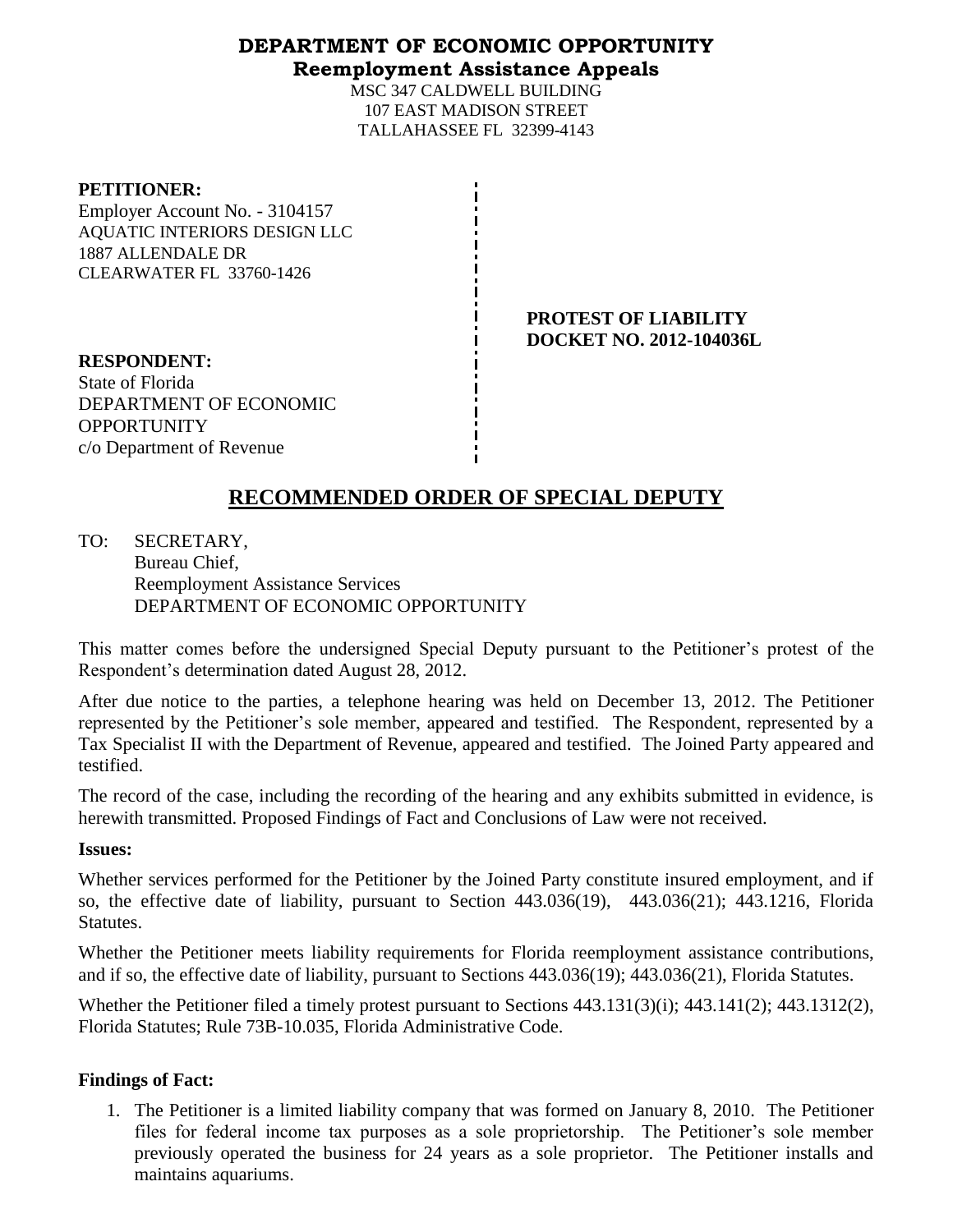**DEPARTMENT OF ECONOMIC OPPORTUNITY**
**Reemployment Assistance Appeals**

MSC 347 CALDWELL BUILDING
107 EAST MADISON STREET
TALLAHASSEE FL 32399-4143

**PETITIONER:**
Employer Account No. - 3104157
AQUATIC INTERIORS DESIGN LLC
1887 ALLENDALE DR
CLEARWATER FL 33760-1426

**PROTEST OF LIABILITY**
**DOCKET NO. 2012-104036L**

**RESPONDENT:**
State of Florida
DEPARTMENT OF ECONOMIC OPPORTUNITY
c/o Department of Revenue

# RECOMMENDED ORDER OF SPECIAL DEPUTY

TO: SECRETARY,
Bureau Chief,
Reemployment Assistance Services
DEPARTMENT OF ECONOMIC OPPORTUNITY

This matter comes before the undersigned Special Deputy pursuant to the Petitioner's protest of the Respondent's determination dated August 28, 2012.

After due notice to the parties, a telephone hearing was held on December 13, 2012. The Petitioner represented by the Petitioner's sole member, appeared and testified. The Respondent, represented by a Tax Specialist II with the Department of Revenue, appeared and testified. The Joined Party appeared and testified.

The record of the case, including the recording of the hearing and any exhibits submitted in evidence, is herewith transmitted. Proposed Findings of Fact and Conclusions of Law were not received.

**Issues:**

Whether services performed for the Petitioner by the Joined Party constitute insured employment, and if so, the effective date of liability, pursuant to Section 443.036(19), 443.036(21); 443.1216, Florida Statutes.

Whether the Petitioner meets liability requirements for Florida reemployment assistance contributions, and if so, the effective date of liability, pursuant to Sections 443.036(19); 443.036(21), Florida Statutes.

Whether the Petitioner filed a timely protest pursuant to Sections 443.131(3)(i); 443.141(2); 443.1312(2), Florida Statutes; Rule 73B-10.035, Florida Administrative Code.

**Findings of Fact:**

1. The Petitioner is a limited liability company that was formed on January 8, 2010. The Petitioner files for federal income tax purposes as a sole proprietorship. The Petitioner's sole member previously operated the business for 24 years as a sole proprietor. The Petitioner installs and maintains aquariums.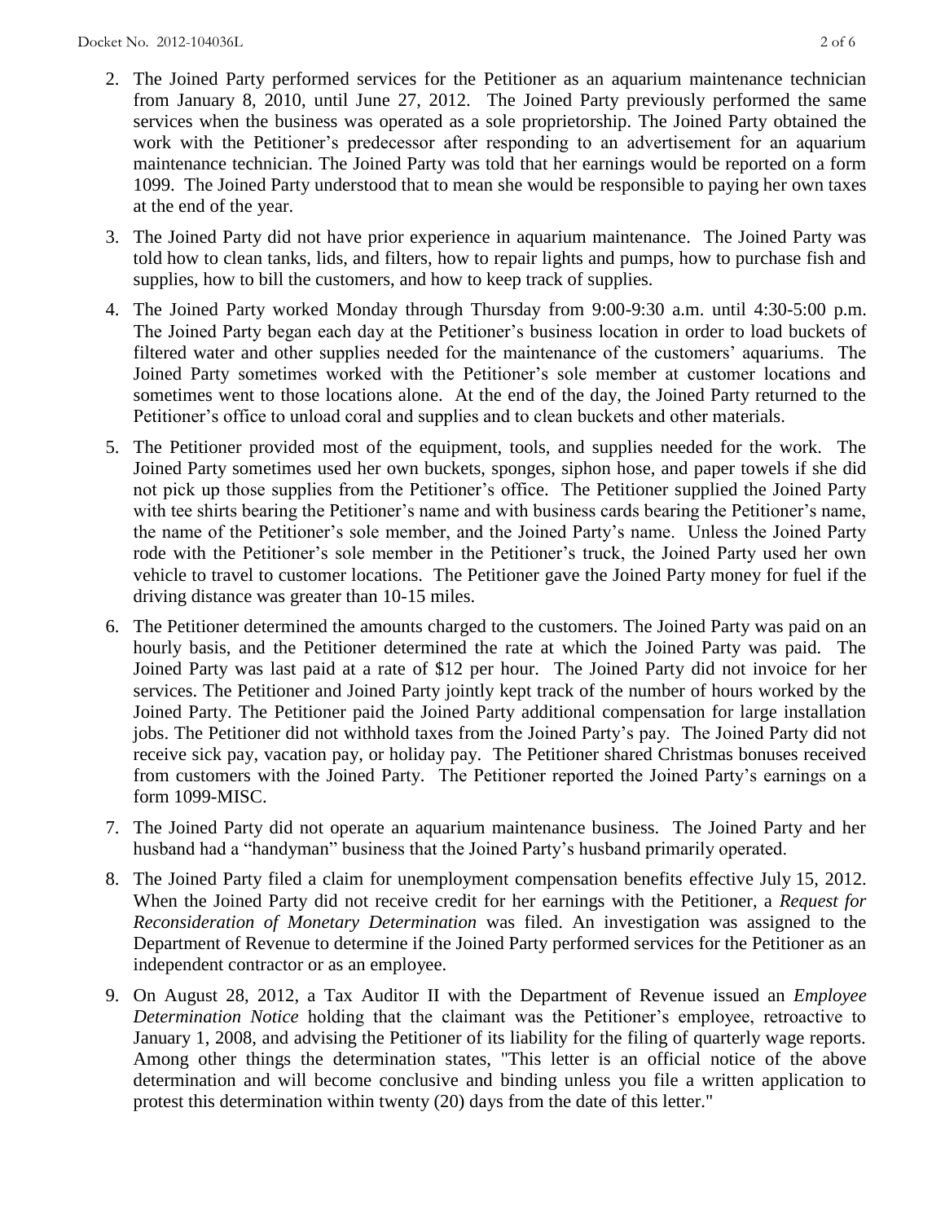2. The Joined Party performed services for the Petitioner as an aquarium maintenance technician from January 8, 2010, until June 27, 2012. The Joined Party previously performed the same services when the business was operated as a sole proprietorship. The Joined Party obtained the work with the Petitioner's predecessor after responding to an advertisement for an aquarium maintenance technician. The Joined Party was told that her earnings would be reported on a form 1099. The Joined Party understood that to mean she would be responsible to paying her own taxes at the end of the year.

3. The Joined Party did not have prior experience in aquarium maintenance. The Joined Party was told how to clean tanks, lids, and filters, how to repair lights and pumps, how to purchase fish and supplies, how to bill the customers, and how to keep track of supplies.

4. The Joined Party worked Monday through Thursday from 9:00-9:30 a.m. until 4:30-5:00 p.m. The Joined Party began each day at the Petitioner's business location in order to load buckets of filtered water and other supplies needed for the maintenance of the customers' aquariums. The Joined Party sometimes worked with the Petitioner's sole member at customer locations and sometimes went to those locations alone. At the end of the day, the Joined Party returned to the Petitioner's office to unload coral and supplies and to clean buckets and other materials.

5. The Petitioner provided most of the equipment, tools, and supplies needed for the work. The Joined Party sometimes used her own buckets, sponges, siphon hose, and paper towels if she did not pick up those supplies from the Petitioner's office. The Petitioner supplied the Joined Party with tee shirts bearing the Petitioner's name and with business cards bearing the Petitioner's name, the name of the Petitioner's sole member, and the Joined Party's name. Unless the Joined Party rode with the Petitioner's sole member in the Petitioner's truck, the Joined Party used her own vehicle to travel to customer locations. The Petitioner gave the Joined Party money for fuel if the driving distance was greater than 10-15 miles.

6. The Petitioner determined the amounts charged to the customers. The Joined Party was paid on an hourly basis, and the Petitioner determined the rate at which the Joined Party was paid. The Joined Party was last paid at a rate of $12 per hour. The Joined Party did not invoice for her services. The Petitioner and Joined Party jointly kept track of the number of hours worked by the Joined Party. The Petitioner paid the Joined Party additional compensation for large installation jobs. The Petitioner did not withhold taxes from the Joined Party's pay. The Joined Party did not receive sick pay, vacation pay, or holiday pay. The Petitioner shared Christmas bonuses received from customers with the Joined Party. The Petitioner reported the Joined Party's earnings on a form 1099-MISC.

7. The Joined Party did not operate an aquarium maintenance business. The Joined Party and her husband had a "handyman" business that the Joined Party's husband primarily operated.

8. The Joined Party filed a claim for unemployment compensation benefits effective July 15, 2012. When the Joined Party did not receive credit for her earnings with the Petitioner, a *Request for Reconsideration of Monetary Determination* was filed. An investigation was assigned to the Department of Revenue to determine if the Joined Party performed services for the Petitioner as an independent contractor or as an employee.

9. On August 28, 2012, a Tax Auditor II with the Department of Revenue issued an *Employee Determination Notice* holding that the claimant was the Petitioner's employee, retroactive to January 1, 2008, and advising the Petitioner of its liability for the filing of quarterly wage reports. Among other things the determination states, "This letter is an official notice of the above determination and will become conclusive and binding unless you file a written application to protest this determination within twenty (20) days from the date of this letter."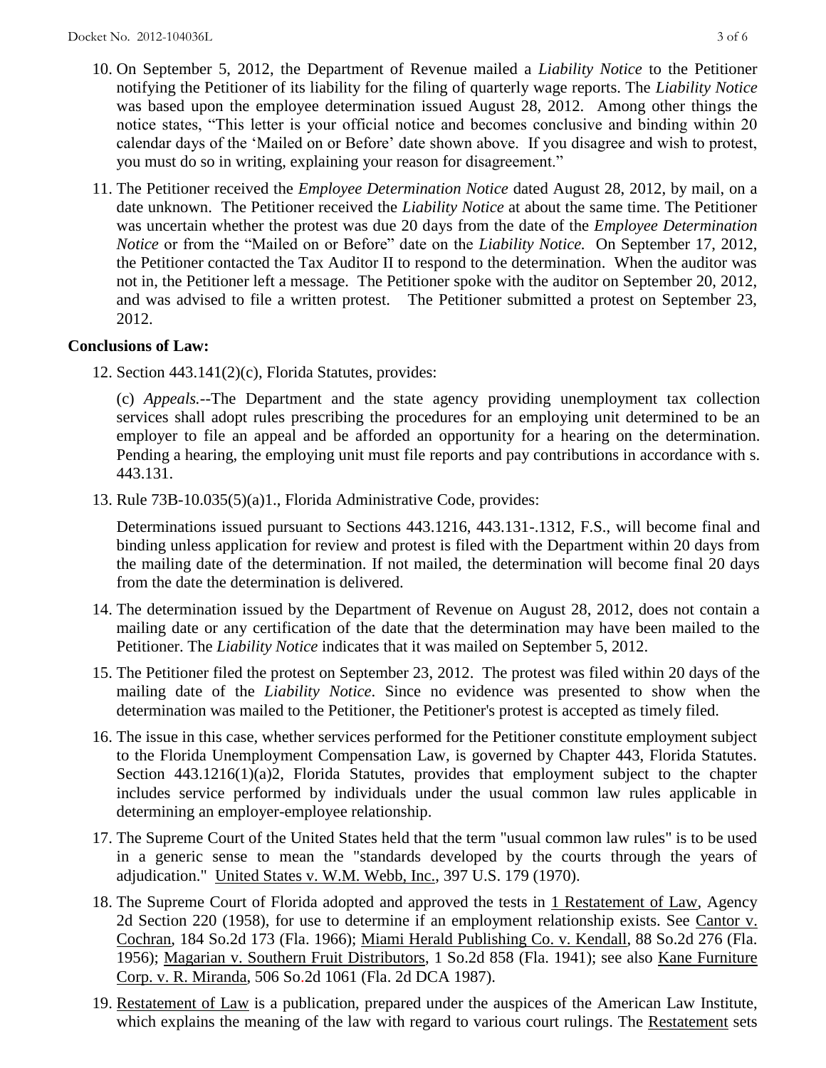10. On September 5, 2012, the Department of Revenue mailed a *Liability Notice* to the Petitioner notifying the Petitioner of its liability for the filing of quarterly wage reports. The *Liability Notice* was based upon the employee determination issued August 28, 2012. Among other things the notice states, "This letter is your official notice and becomes conclusive and binding within 20 calendar days of the 'Mailed on or Before' date shown above. If you disagree and wish to protest, you must do so in writing, explaining your reason for disagreement."

11. The Petitioner received the *Employee Determination Notice* dated August 28, 2012, by mail, on a date unknown. The Petitioner received the *Liability Notice* at about the same time. The Petitioner was uncertain whether the protest was due 20 days from the date of the *Employee Determination Notice* or from the "Mailed on or Before" date on the *Liability Notice.* On September 17, 2012, the Petitioner contacted the Tax Auditor II to respond to the determination. When the auditor was not in, the Petitioner left a message. The Petitioner spoke with the auditor on September 20, 2012, and was advised to file a written protest. The Petitioner submitted a protest on September 23, 2012.

**Conclusions of Law:**

12. Section 443.141(2)(c), Florida Statutes, provides:

    (c) *Appeals.*--The Department and the state agency providing unemployment tax collection services shall adopt rules prescribing the procedures for an employing unit determined to be an employer to file an appeal and be afforded an opportunity for a hearing on the determination. Pending a hearing, the employing unit must file reports and pay contributions in accordance with s. 443.131.

13. Rule 73B-10.035(5)(a)1., Florida Administrative Code, provides:

    Determinations issued pursuant to Sections 443.1216, 443.131-.1312, F.S., will become final and binding unless application for review and protest is filed with the Department within 20 days from the mailing date of the determination. If not mailed, the determination will become final 20 days from the date the determination is delivered.

14. The determination issued by the Department of Revenue on August 28, 2012, does not contain a mailing date or any certification of the date that the determination may have been mailed to the Petitioner. The *Liability Notice* indicates that it was mailed on September 5, 2012.

15. The Petitioner filed the protest on September 23, 2012. The protest was filed within 20 days of the mailing date of the *Liability Notice*. Since no evidence was presented to show when the determination was mailed to the Petitioner, the Petitioner's protest is accepted as timely filed.

16. The issue in this case, whether services performed for the Petitioner constitute employment subject to the Florida Unemployment Compensation Law, is governed by Chapter 443, Florida Statutes. Section 443.1216(1)(a)2, Florida Statutes, provides that employment subject to the chapter includes service performed by individuals under the usual common law rules applicable in determining an employer-employee relationship.

17. The Supreme Court of the United States held that the term "usual common law rules" is to be used in a generic sense to mean the "standards developed by the courts through the years of adjudication." United States v. W.M. Webb, Inc., 397 U.S. 179 (1970).

18. The Supreme Court of Florida adopted and approved the tests in 1 Restatement of Law, Agency 2d Section 220 (1958), for use to determine if an employment relationship exists. See Cantor v. Cochran, 184 So.2d 173 (Fla. 1966); Miami Herald Publishing Co. v. Kendall, 88 So.2d 276 (Fla. 1956); Magarian v. Southern Fruit Distributors, 1 So.2d 858 (Fla. 1941); see also Kane Furniture Corp. v. R. Miranda, 506 So.2d 1061 (Fla. 2d DCA 1987).

19. Restatement of Law is a publication, prepared under the auspices of the American Law Institute, which explains the meaning of the law with regard to various court rulings. The Restatement sets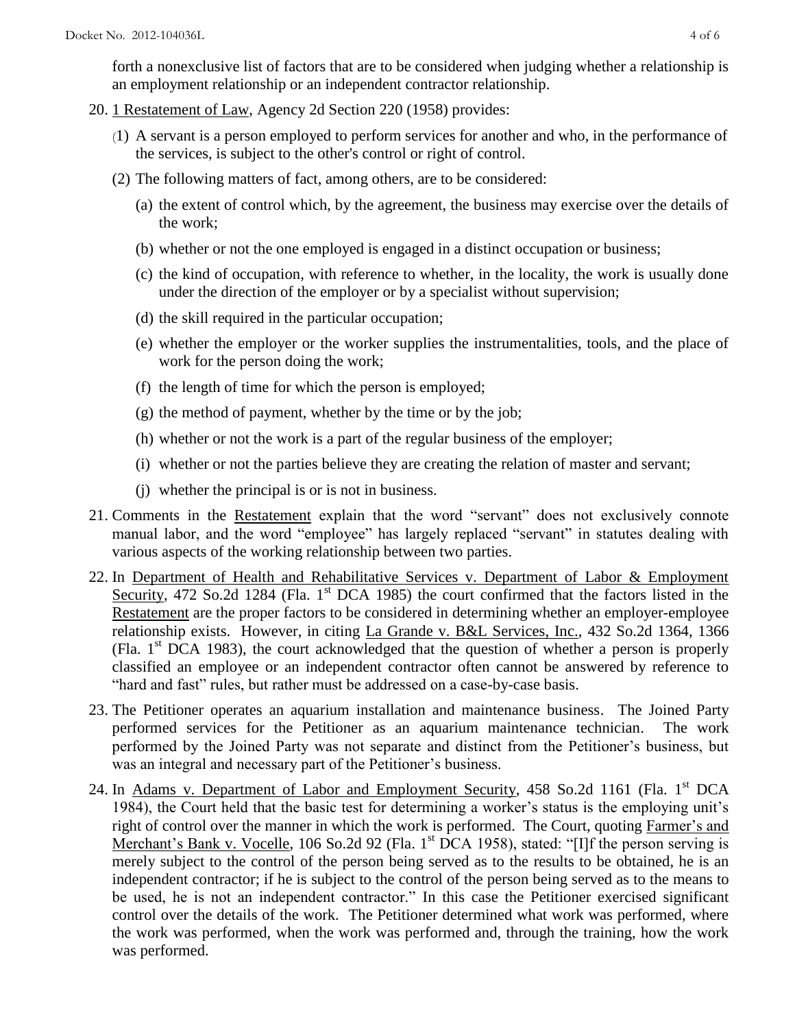forth a nonexclusive list of factors that are to be considered when judging whether a relationship is an employment relationship or an independent contractor relationship.

20. 1 Restatement of Law, Agency 2d Section 220 (1958) provides:

    (1) A servant is a person employed to perform services for another and who, in the performance of the services, is subject to the other's control or right of control.

    (2) The following matters of fact, among others, are to be considered:

        (a) the extent of control which, by the agreement, the business may exercise over the details of the work;

        (b) whether or not the one employed is engaged in a distinct occupation or business;

        (c) the kind of occupation, with reference to whether, in the locality, the work is usually done under the direction of the employer or by a specialist without supervision;

        (d) the skill required in the particular occupation;

        (e) whether the employer or the worker supplies the instrumentalities, tools, and the place of work for the person doing the work;

        (f) the length of time for which the person is employed;

        (g) the method of payment, whether by the time or by the job;

        (h) whether or not the work is a part of the regular business of the employer;

        (i) whether or not the parties believe they are creating the relation of master and servant;

        (j) whether the principal is or is not in business.

21. Comments in the Restatement explain that the word "servant" does not exclusively connote manual labor, and the word "employee" has largely replaced "servant" in statutes dealing with various aspects of the working relationship between two parties.

22. In Department of Health and Rehabilitative Services v. Department of Labor & Employment Security, 472 So.2d 1284 (Fla. 1st DCA 1985) the court confirmed that the factors listed in the Restatement are the proper factors to be considered in determining whether an employer-employee relationship exists. However, in citing La Grande v. B&L Services, Inc., 432 So.2d 1364, 1366 (Fla. 1st DCA 1983), the court acknowledged that the question of whether a person is properly classified an employee or an independent contractor often cannot be answered by reference to "hard and fast" rules, but rather must be addressed on a case-by-case basis.

23. The Petitioner operates an aquarium installation and maintenance business. The Joined Party performed services for the Petitioner as an aquarium maintenance technician. The work performed by the Joined Party was not separate and distinct from the Petitioner's business, but was an integral and necessary part of the Petitioner's business.

24. In Adams v. Department of Labor and Employment Security, 458 So.2d 1161 (Fla. 1st DCA 1984), the Court held that the basic test for determining a worker's status is the employing unit's right of control over the manner in which the work is performed. The Court, quoting Farmer's and Merchant's Bank v. Vocelle, 106 So.2d 92 (Fla. 1st DCA 1958), stated: "[I]f the person serving is merely subject to the control of the person being served as to the results to be obtained, he is an independent contractor; if he is subject to the control of the person being served as to the means to be used, he is not an independent contractor." In this case the Petitioner exercised significant control over the details of the work. The Petitioner determined what work was performed, where the work was performed, when the work was performed and, through the training, how the work was performed.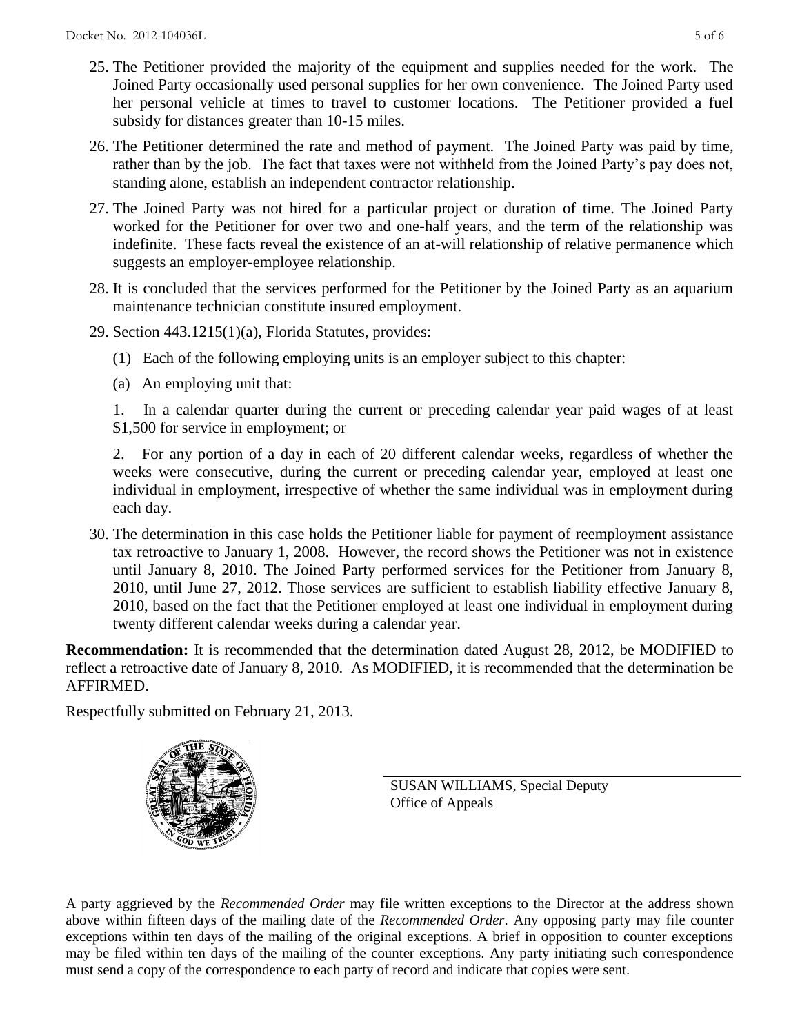25. The Petitioner provided the majority of the equipment and supplies needed for the work. The Joined Party occasionally used personal supplies for her own convenience. The Joined Party used her personal vehicle at times to travel to customer locations. The Petitioner provided a fuel subsidy for distances greater than 10-15 miles.

26. The Petitioner determined the rate and method of payment. The Joined Party was paid by time, rather than by the job. The fact that taxes were not withheld from the Joined Party's pay does not, standing alone, establish an independent contractor relationship.

27. The Joined Party was not hired for a particular project or duration of time. The Joined Party worked for the Petitioner for over two and one-half years, and the term of the relationship was indefinite. These facts reveal the existence of an at-will relationship of relative permanence which suggests an employer-employee relationship.

28. It is concluded that the services performed for the Petitioner by the Joined Party as an aquarium maintenance technician constitute insured employment.

29. Section 443.1215(1)(a), Florida Statutes, provides:

    (1) Each of the following employing units is an employer subject to this chapter:

    (a) An employing unit that:

    1. In a calendar quarter during the current or preceding calendar year paid wages of at least $1,500 for service in employment; or

    2. For any portion of a day in each of 20 different calendar weeks, regardless of whether the weeks were consecutive, during the current or preceding calendar year, employed at least one individual in employment, irrespective of whether the same individual was in employment during each day.

30. The determination in this case holds the Petitioner liable for payment of reemployment assistance tax retroactive to January 1, 2008. However, the record shows the Petitioner was not in existence until January 8, 2010. The Joined Party performed services for the Petitioner from January 8, 2010, until June 27, 2012. Those services are sufficient to establish liability effective January 8, 2010, based on the fact that the Petitioner employed at least one individual in employment during twenty different calendar weeks during a calendar year.

**Recommendation:** It is recommended that the determination dated August 28, 2012, be MODIFIED to reflect a retroactive date of January 8, 2010. As MODIFIED, it is recommended that the determination be AFFIRMED.

Respectfully submitted on February 21, 2013.

SUSAN WILLIAMS, Special Deputy
Office of Appeals

A party aggrieved by the *Recommended Order* may file written exceptions to the Director at the address shown above within fifteen days of the mailing date of the *Recommended Order*. Any opposing party may file counter exceptions within ten days of the mailing of the original exceptions. A brief in opposition to counter exceptions may be filed within ten days of the mailing of the counter exceptions. Any party initiating such correspondence must send a copy of the correspondence to each party of record and indicate that copies were sent.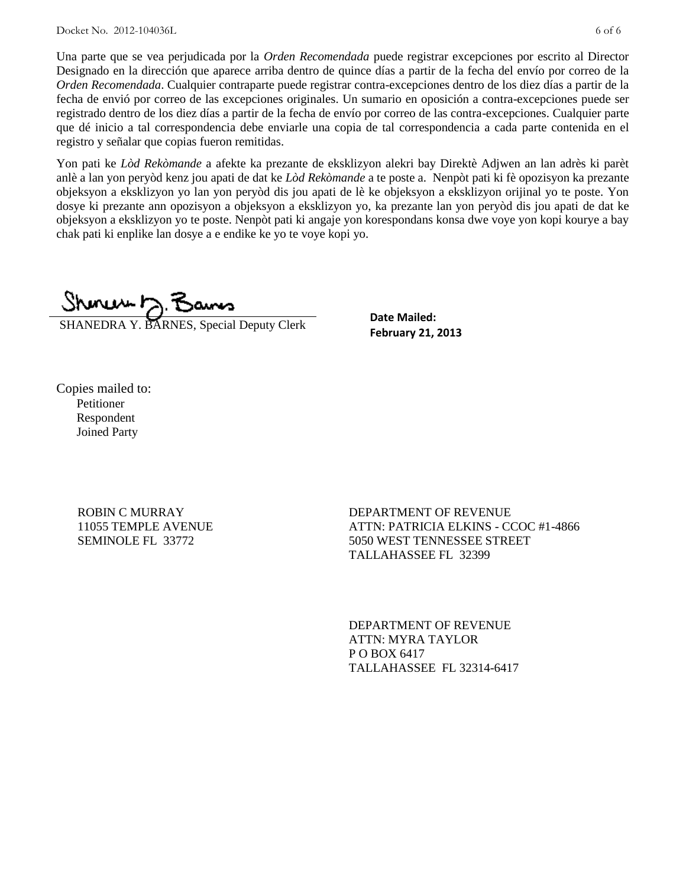Una parte que se vea perjudicada por la *Orden Recomendada* puede registrar excepciones por escrito al Director Designado en la dirección que aparece arriba dentro de quince días a partir de la fecha del envío por correo de la *Orden Recomendada*. Cualquier contraparte puede registrar contra-excepciones dentro de los diez días a partir de la fecha de envió por correo de las excepciones originales. Un sumario en oposición a contra-excepciones puede ser registrado dentro de los diez días a partir de la fecha de envío por correo de las contra-excepciones. Cualquier parte que dé inicio a tal correspondencia debe enviarle una copia de tal correspondencia a cada parte contenida en el registro y señalar que copias fueron remitidas.

Yon pati ke *Lòd Rekòmande* a afekte ka prezante de eksklizyon alekri bay Direktè Adjwen an lan adrès ki parèt anlè a lan yon peryòd kenz jou apati de dat ke *Lòd Rekòmande* a te poste a. Nenpòt pati ki fè opozisyon ka prezante objeksyon a eksklizyon yo lan yon peryòd dis jou apati de lè ke objeksyon a eksklizyon orijinal yo te poste. Yon dosye ki prezante ann opozisyon a objeksyon a eksklizyon yo, ka prezante lan yon peryòd dis jou apati de dat ke objeksyon a eksklizyon yo te poste. Nenpòt pati ki angaje yon korespondans konsa dwe voye yon kopi kourye a bay chak pati ki enplike lan dosye a e endike ke yo te voye kopi yo.

SHANEDRA Y. BARNES, Special Deputy Clerk

**Date Mailed:**
**February 21, 2013**

Copies mailed to:
Petitioner
Respondent
Joined Party

ROBIN C MURRAY
11055 TEMPLE AVENUE
SEMINOLE FL 33772

DEPARTMENT OF REVENUE
ATTN: PATRICIA ELKINS - CCOC #1-4866
5050 WEST TENNESSEE STREET
TALLAHASSEE FL 32399

DEPARTMENT OF REVENUE
ATTN: MYRA TAYLOR
P O BOX 6417
TALLAHASSEE FL 32314-6417